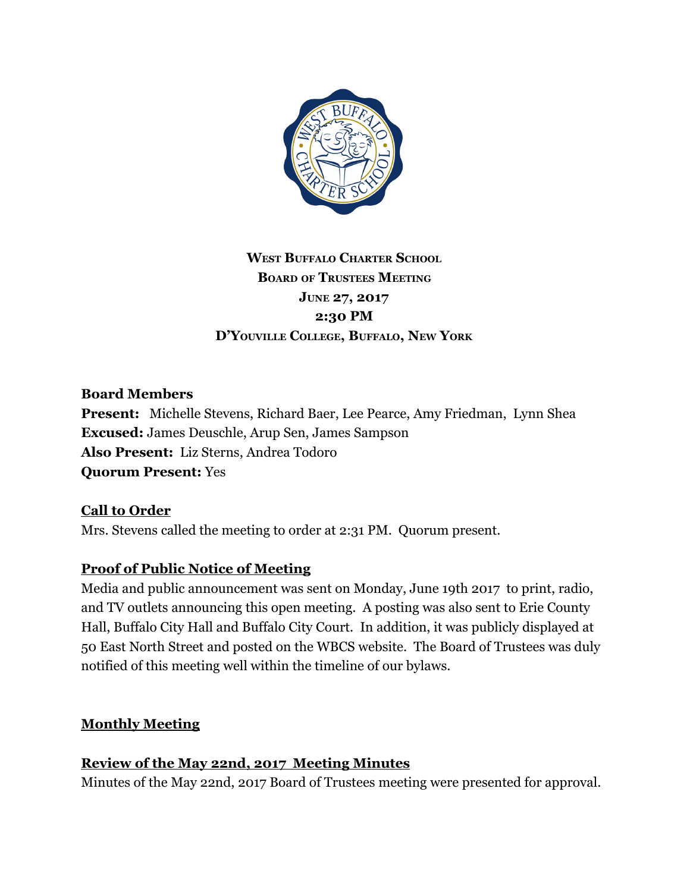**West Buffalo Charter School**
**Board of Trustees Meeting**
**June 27, 2017**
**2:30 PM**
**D'Youville College, Buffalo, New York**

**Board Members**
**Present:** Michelle Stevens, Richard Baer, Lee Pearce, Amy Friedman, Lynn Shea
**Excused:** James Deuschle, Arup Sen, James Sampson
**Also Present:** Liz Sterns, Andrea Todoro
**Quorum Present:** Yes

## Call to Order

Mrs. Stevens called the meeting to order at 2:31 PM. Quorum present.

## Proof of Public Notice of Meeting

Media and public announcement was sent on Monday, June 19th 2017 to print, radio, and TV outlets announcing this open meeting. A posting was also sent to Erie County Hall, Buffalo City Hall and Buffalo City Court. In addition, it was publicly displayed at 50 East North Street and posted on the WBCS website. The Board of Trustees was duly notified of this meeting well within the timeline of our bylaws.

## Monthly Meeting

## Review of the May 22nd, 2017 Meeting Minutes

Minutes of the May 22nd, 2017 Board of Trustees meeting were presented for approval.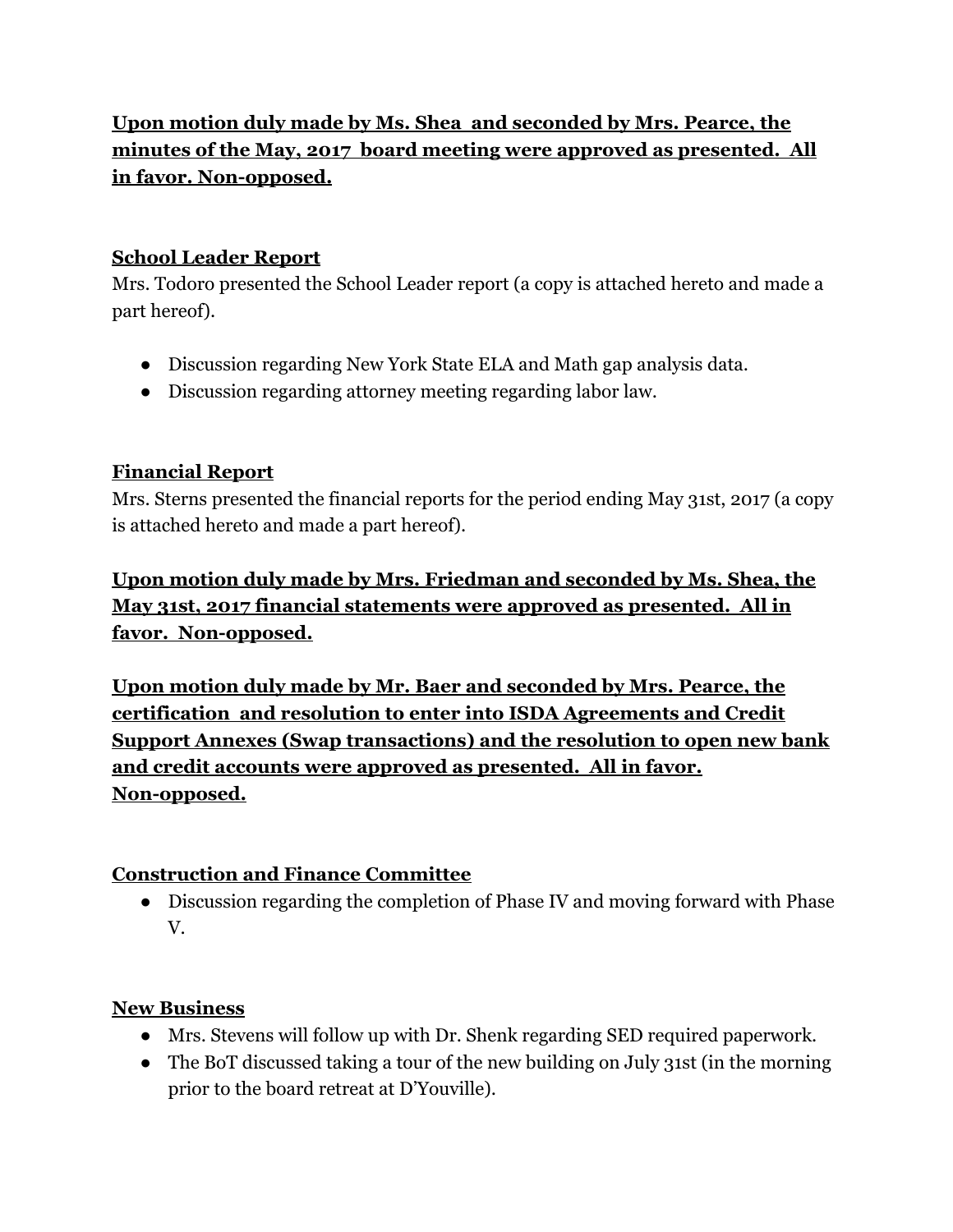**Upon motion duly made by Ms. Shea  and seconded by Mrs. Pearce, the minutes of the May, 2017  board meeting were approved as presented.  All in favor. Non-opposed.**

## School Leader Report

Mrs. Todoro presented the School Leader report (a copy is attached hereto and made a part hereof).

- Discussion regarding New York State ELA and Math gap analysis data.
- Discussion regarding attorney meeting regarding labor law.

## Financial Report

Mrs. Sterns presented the financial reports for the period ending May 31st, 2017 (a copy is attached hereto and made a part hereof).

**Upon motion duly made by Mrs. Friedman and seconded by Ms. Shea, the May 31st, 2017 financial statements were approved as presented.  All in favor.  Non-opposed.**

**Upon motion duly made by Mr. Baer and seconded by Mrs. Pearce, the certification  and resolution to enter into ISDA Agreements and Credit Support Annexes (Swap transactions) and the resolution to open new bank and credit accounts were approved as presented.  All in favor. Non-opposed.**

## Construction and Finance Committee

- Discussion regarding the completion of Phase IV and moving forward with Phase V.

## New Business

- Mrs. Stevens will follow up with Dr. Shenk regarding SED required paperwork.
- The BoT discussed taking a tour of the new building on July 31st (in the morning prior to the board retreat at D'Youville).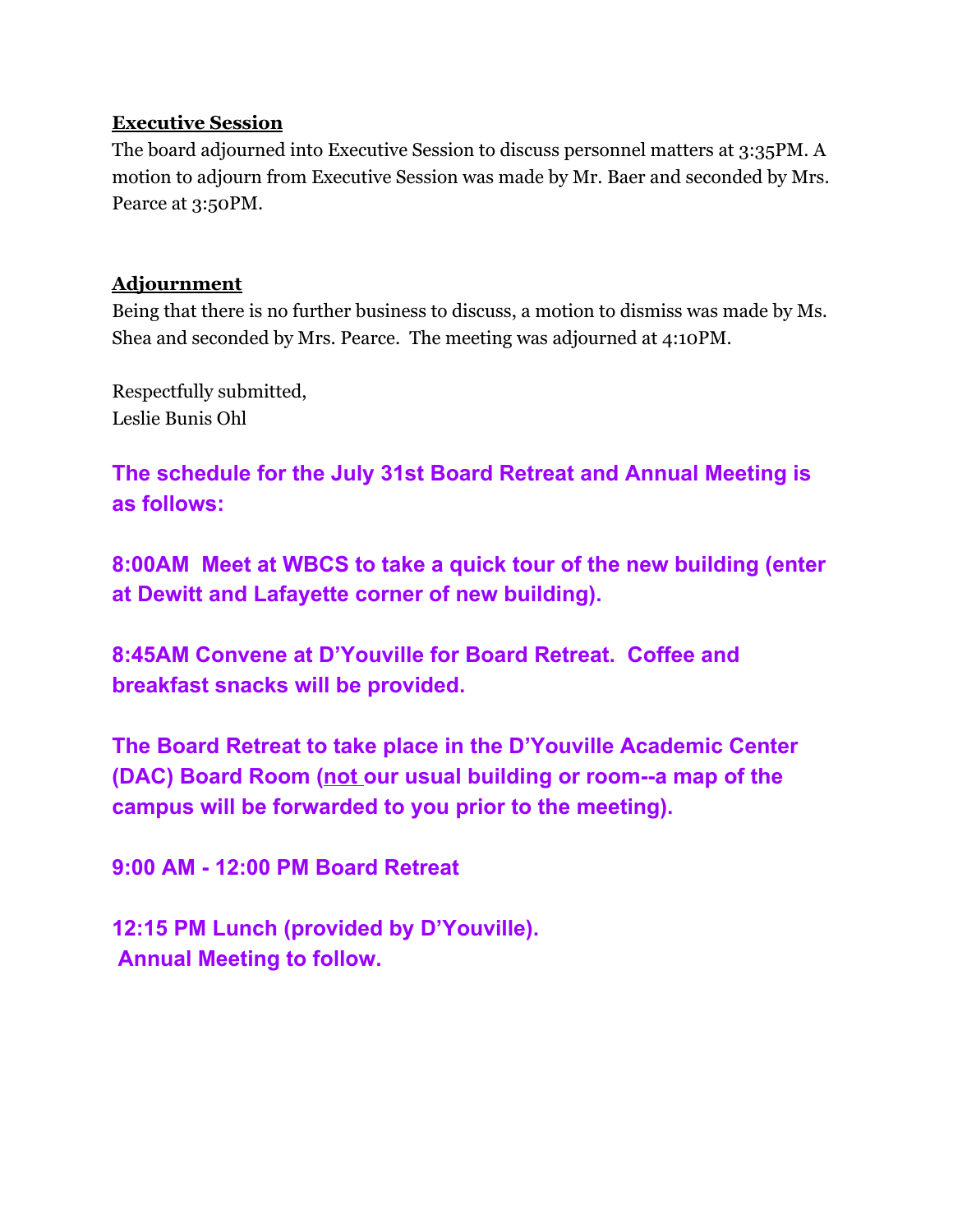**<u>Executive Session</u>**

The board adjourned into Executive Session to discuss personnel matters at 3:35PM. A motion to adjourn from Executive Session was made by Mr. Baer and seconded by Mrs. Pearce at 3:50PM.

**<u>Adjournment</u>**

Being that there is no further business to discuss, a motion to dismiss was made by Ms. Shea and seconded by Mrs. Pearce. The meeting was adjourned at 4:10PM.

Respectfully submitted,
Leslie Bunis Ohl

**The schedule for the July 31st Board Retreat and Annual Meeting is as follows:**

**8:00AM Meet at WBCS to take a quick tour of the new building (enter at Dewitt and Lafayette corner of new building).**

**8:45AM Convene at D'Youville for Board Retreat. Coffee and breakfast snacks will be provided.**

**The Board Retreat to take place in the D'Youville Academic Center (DAC) Board Room (<u>not</u> our usual building or room--a map of the campus will be forwarded to you prior to the meeting).**

**9:00 AM - 12:00 PM Board Retreat**

**12:15 PM Lunch (provided by D'Youville).**
**Annual Meeting to follow.**